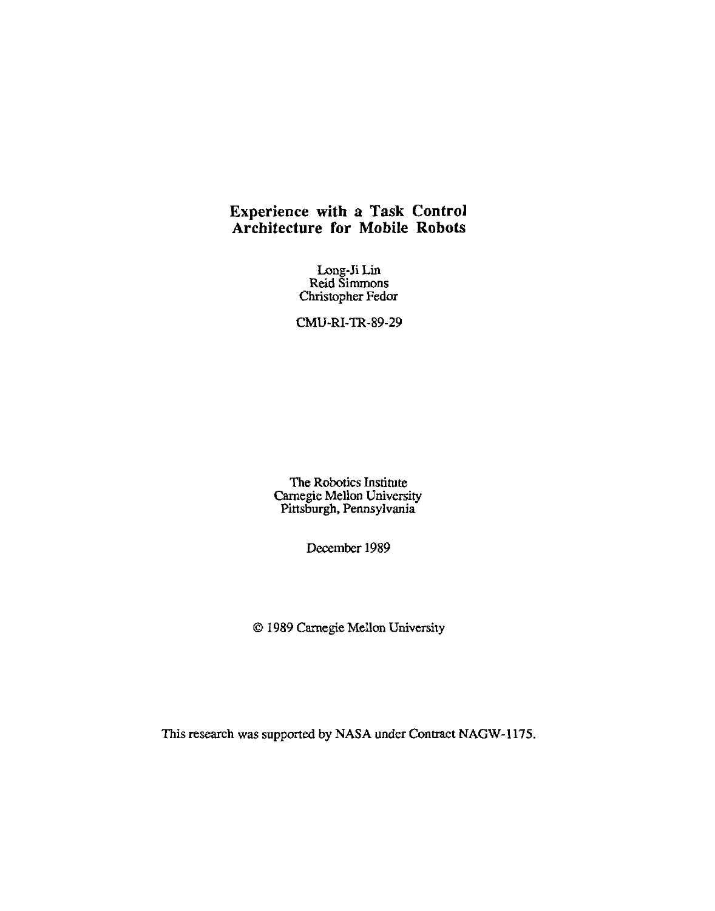# Experience with a Task Control Architecture for Mobile Robots

Long-Ji Lin
Reid Simmons
Christopher Fedor

CMU-RI-TR-89-29

The Robotics Institute
Carnegie Mellon University
Pittsburgh, Pennsylvania

December 1989

© 1989 Carnegie Mellon University

This research was supported by NASA under Contract NAGW-1175.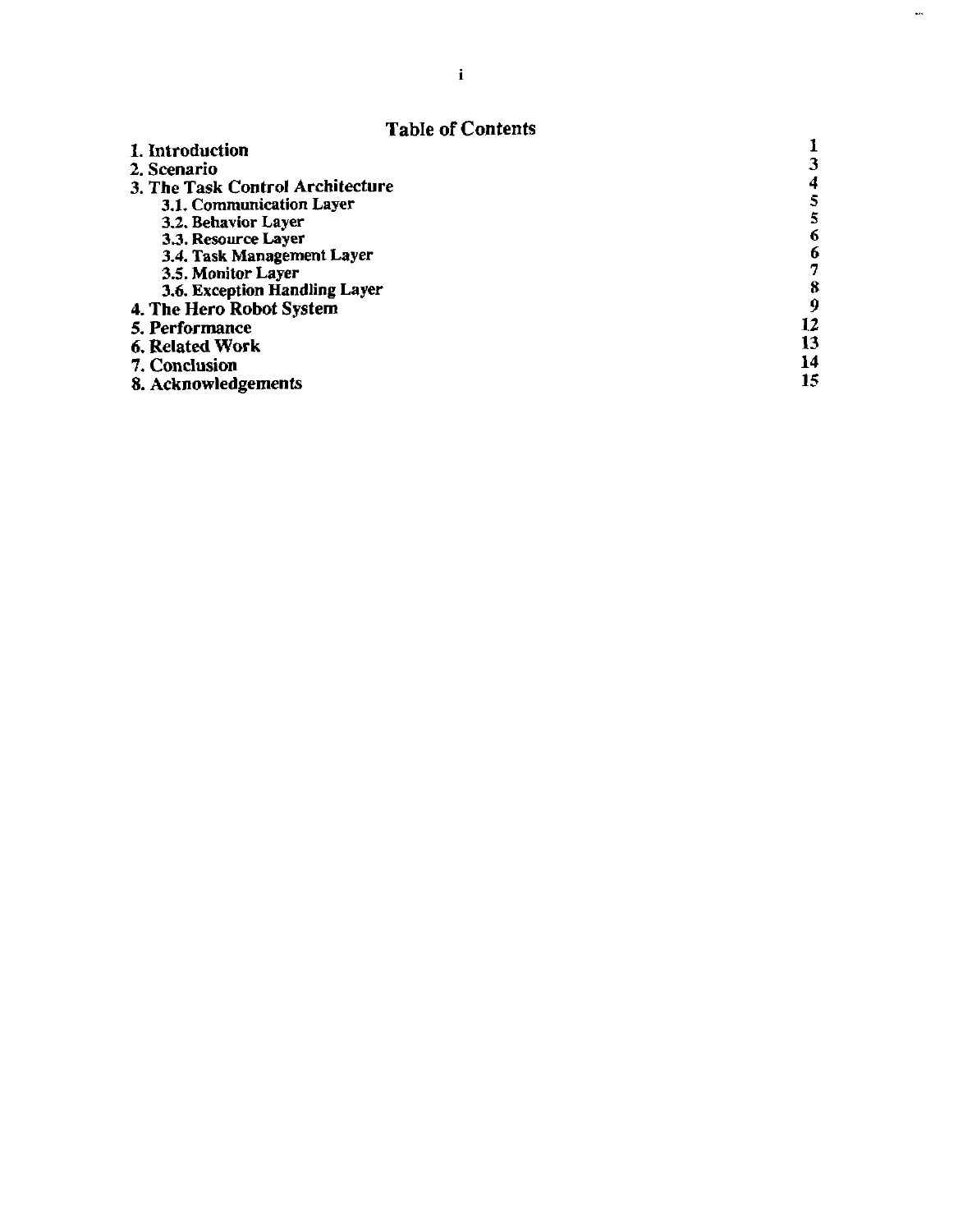# Table of Contents

| | |
|---|---|
| **1. Introduction** | **1** |
| **2. Scenario** | **3** |
| **3. The Task Control Architecture** | **4** |
| **3.1. Communication Layer** | **5** |
| **3.2. Behavior Layer** | **5** |
| **3.3. Resource Layer** | **6** |
| **3.4. Task Management Layer** | **6** |
| **3.5. Monitor Layer** | **7** |
| **3.6. Exception Handling Layer** | **8** |
| **4. The Hero Robot System** | **9** |
| **5. Performance** | **12** |
| **6. Related Work** | **13** |
| **7. Conclusion** | **14** |
| **8. Acknowledgements** | **15** |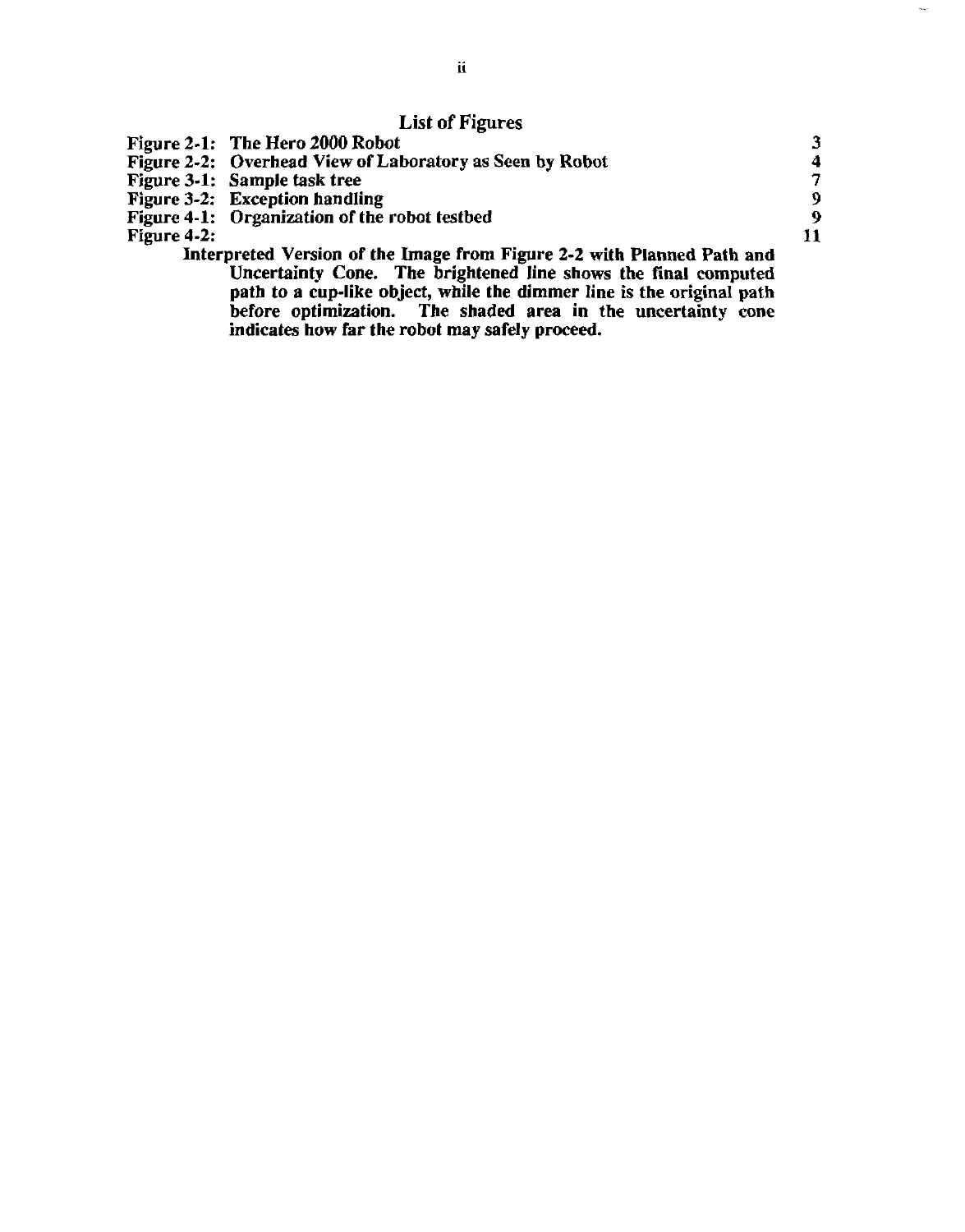## List of Figures

| | | |
|---|---|---|
| Figure 2-1: | The Hero 2000 Robot | 3 |
| Figure 2-2: | Overhead View of Laboratory as Seen by Robot | 4 |
| Figure 3-1: | Sample task tree | 7 |
| Figure 3-2: | Exception handling | 9 |
| Figure 4-1: | Organization of the robot testbed | 9 |
| Figure 4-2: | Interpreted Version of the Image from Figure 2-2 with Planned Path and Uncertainty Cone. The brightened line shows the final computed path to a cup-like object, while the dimmer line is the original path before optimization. The shaded area in the uncertainty cone indicates how far the robot may safely proceed. | 11 |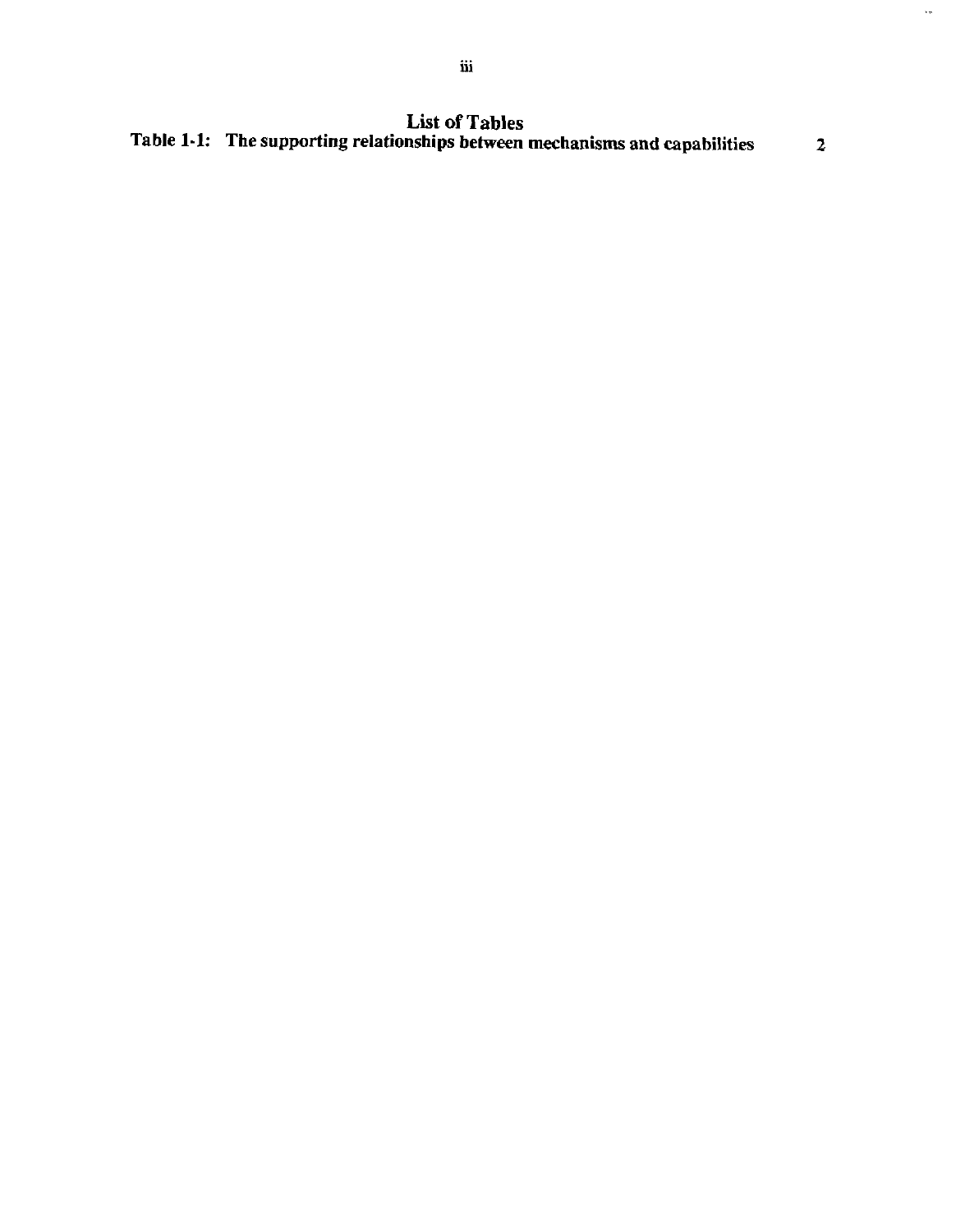# List of Tables

Table 1-1: The supporting relationships between mechanisms and capabilities 2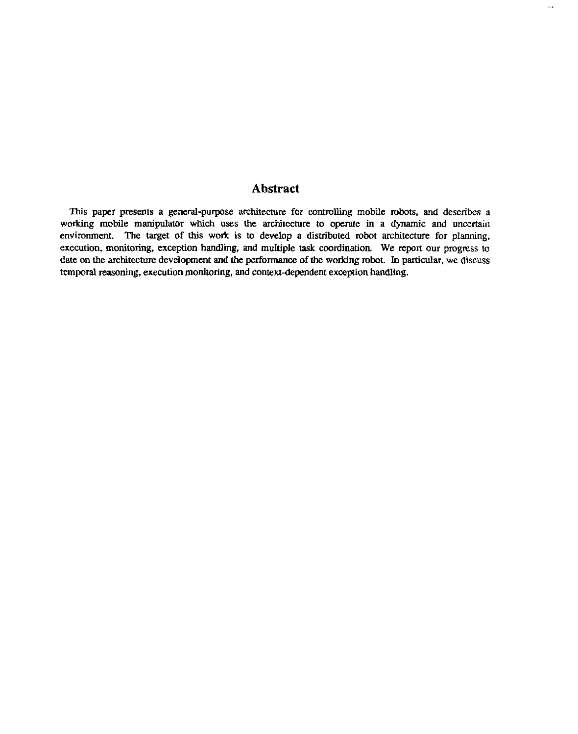## Abstract

This paper presents a general-purpose architecture for controlling mobile robots, and describes a working mobile manipulator which uses the architecture to operate in a dynamic and uncertain environment. The target of this work is to develop a distributed robot architecture for planning, execution, monitoring, exception handling, and multiple task coordination. We report our progress to date on the architecture development and the performance of the working robot. In particular, we discuss temporal reasoning, execution monitoring, and context-dependent exception handling.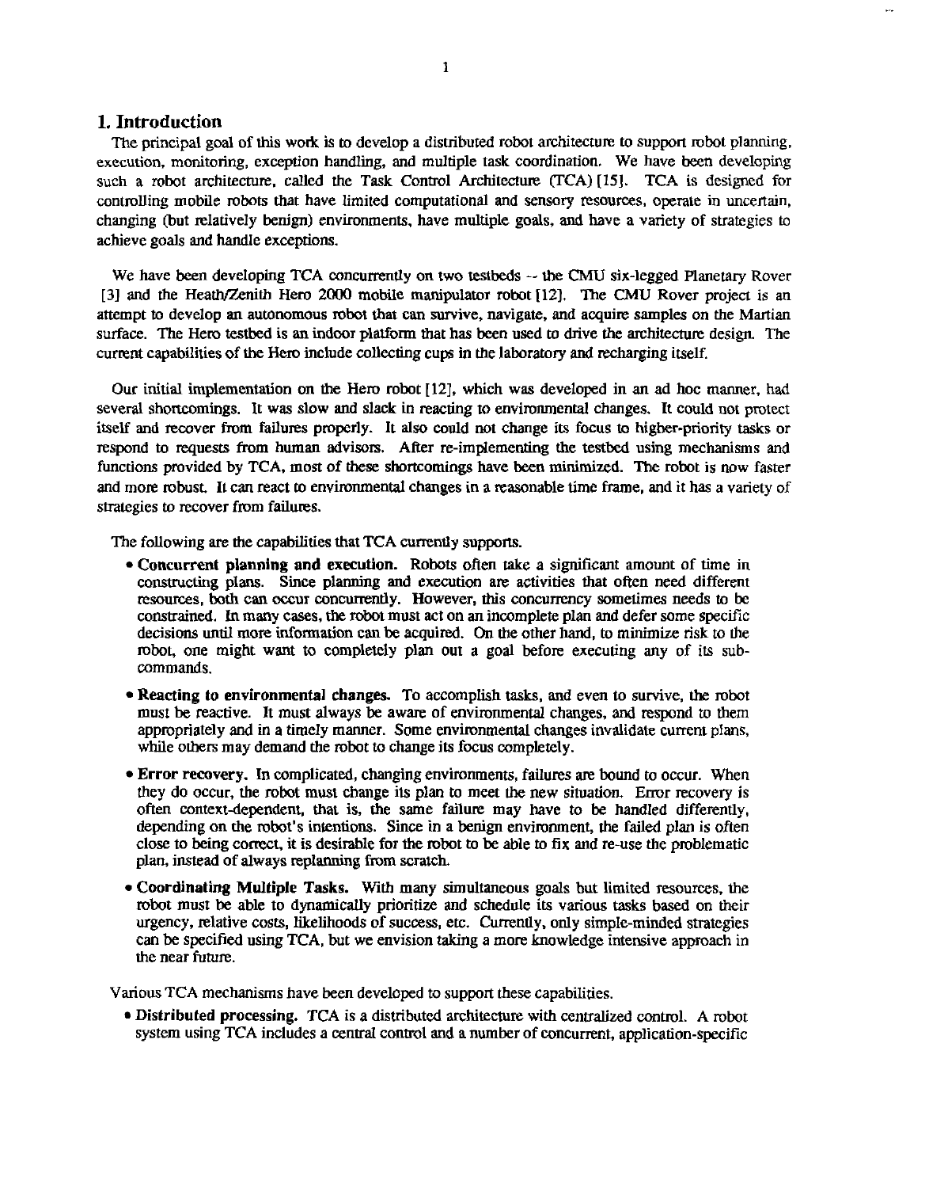# 1. Introduction

The principal goal of this work is to develop a distributed robot architecture to support robot planning, execution, monitoring, exception handling, and multiple task coordination. We have been developing such a robot architecture, called the Task Control Architecture (TCA) [15]. TCA is designed for controlling mobile robots that have limited computational and sensory resources, operate in uncertain, changing (but relatively benign) environments, have multiple goals, and have a variety of strategies to achieve goals and handle exceptions.

We have been developing TCA concurrently on two testbeds -- the CMU six-legged Planetary Rover [3] and the Heath/Zenith Hero 2000 mobile manipulator robot [12]. The CMU Rover project is an attempt to develop an autonomous robot that can survive, navigate, and acquire samples on the Martian surface. The Hero testbed is an indoor platform that has been used to drive the architecture design. The current capabilities of the Hero include collecting cups in the laboratory and recharging itself.

Our initial implementation on the Hero robot [12], which was developed in an ad hoc manner, had several shortcomings. It was slow and slack in reacting to environmental changes. It could not protect itself and recover from failures properly. It also could not change its focus to higher-priority tasks or respond to requests from human advisors. After re-implementing the testbed using mechanisms and functions provided by TCA, most of these shortcomings have been minimized. The robot is now faster and more robust. It can react to environmental changes in a reasonable time frame, and it has a variety of strategies to recover from failures.

The following are the capabilities that TCA currently supports.

- **Concurrent planning and execution.** Robots often take a significant amount of time in constructing plans. Since planning and execution are activities that often need different resources, both can occur concurrently. However, this concurrency sometimes needs to be constrained. In many cases, the robot must act on an incomplete plan and defer some specific decisions until more information can be acquired. On the other hand, to minimize risk to the robot, one might want to completely plan out a goal before executing any of its sub-commands.
- **Reacting to environmental changes.** To accomplish tasks, and even to survive, the robot must be reactive. It must always be aware of environmental changes, and respond to them appropriately and in a timely manner. Some environmental changes invalidate current plans, while others may demand the robot to change its focus completely.
- **Error recovery.** In complicated, changing environments, failures are bound to occur. When they do occur, the robot must change its plan to meet the new situation. Error recovery is often context-dependent, that is, the same failure may have to be handled differently, depending on the robot's intentions. Since in a benign environment, the failed plan is often close to being correct, it is desirable for the robot to be able to fix and re-use the problematic plan, instead of always replanning from scratch.
- **Coordinating Multiple Tasks.** With many simultaneous goals but limited resources, the robot must be able to dynamically prioritize and schedule its various tasks based on their urgency, relative costs, likelihoods of success, etc. Currently, only simple-minded strategies can be specified using TCA, but we envision taking a more knowledge intensive approach in the near future.

Various TCA mechanisms have been developed to support these capabilities.

- **Distributed processing.** TCA is a distributed architecture with centralized control. A robot system using TCA includes a central control and a number of concurrent, application-specific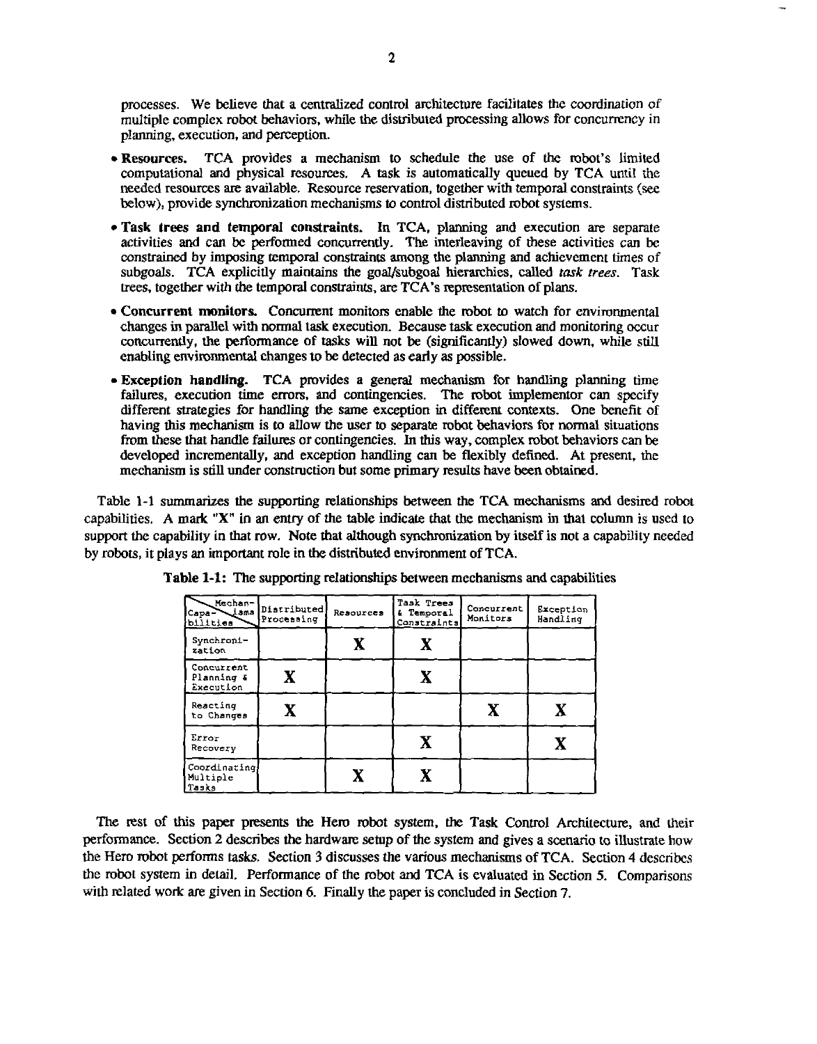processes. We believe that a centralized control architecture facilitates the coordination of multiple complex robot behaviors, while the distributed processing allows for concurrency in planning, execution, and perception.

- **Resources.** TCA provides a mechanism to schedule the use of the robot's limited computational and physical resources. A task is automatically queued by TCA until the needed resources are available. Resource reservation, together with temporal constraints (see below), provide synchronization mechanisms to control distributed robot systems.
- **Task trees and temporal constraints.** In TCA, planning and execution are separate activities and can be performed concurrently. The interleaving of these activities can be constrained by imposing temporal constraints among the planning and achievement times of subgoals. TCA explicitly maintains the goal/subgoal hierarchies, called *task trees*. Task trees, together with the temporal constraints, are TCA's representation of plans.
- **Concurrent monitors.** Concurrent monitors enable the robot to watch for environmental changes in parallel with normal task execution. Because task execution and monitoring occur concurrently, the performance of tasks will not be (significantly) slowed down, while still enabling environmental changes to be detected as early as possible.
- **Exception handling.** TCA provides a general mechanism for handling planning time failures, execution time errors, and contingencies. The robot implementor can specify different strategies for handling the same exception in different contexts. One benefit of having this mechanism is to allow the user to separate robot behaviors for normal situations from these that handle failures or contingencies. In this way, complex robot behaviors can be developed incrementally, and exception handling can be flexibly defined. At present, the mechanism is still under construction but some primary results have been obtained.

Table 1-1 summarizes the supporting relationships between the TCA mechanisms and desired robot capabilities. A mark "X" in an entry of the table indicate that the mechanism in that column is used to support the capability in that row. Note that although synchronization by itself is not a capability needed by robots, it plays an important role in the distributed environment of TCA.

**Table 1-1:** The supporting relationships between mechanisms and capabilities

| Capabilities \ Mechanisms | Distributed Processing | Resources | Task Trees & Temporal Constraints | Concurrent Monitors | Exception Handling |
|---|---|---|---|---|---|
| Synchronization | | X | X | | |
| Concurrent Planning & Execution | X | | X | | |
| Reacting to Changes | X | | | X | X |
| Error Recovery | | | X | | X |
| Coordinating Multiple Tasks | | X | X | | |

The rest of this paper presents the Hero robot system, the Task Control Architecture, and their performance. Section 2 describes the hardware setup of the system and gives a scenario to illustrate how the Hero robot performs tasks. Section 3 discusses the various mechanisms of TCA. Section 4 describes the robot system in detail. Performance of the robot and TCA is evaluated in Section 5. Comparisons with related work are given in Section 6. Finally the paper is concluded in Section 7.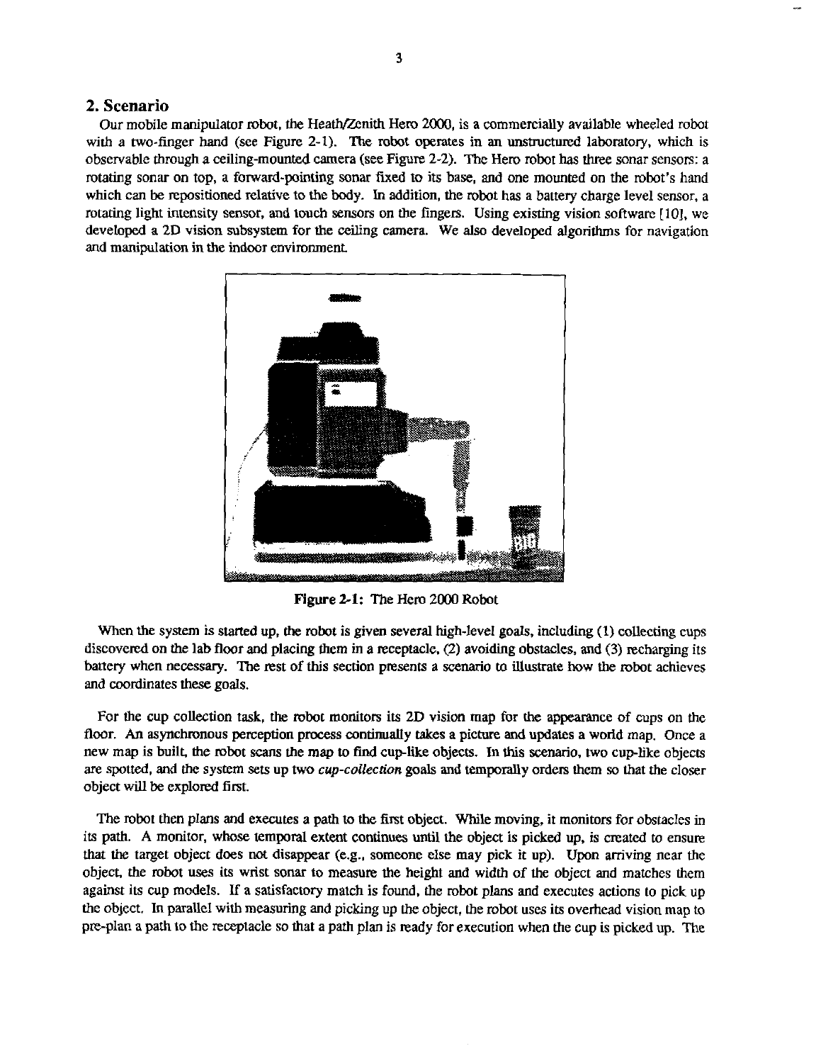## 2. Scenario

Our mobile manipulator robot, the Heath/Zenith Hero 2000, is a commercially available wheeled robot with a two-finger hand (see Figure 2-1). The robot operates in an unstructured laboratory, which is observable through a ceiling-mounted camera (see Figure 2-2). The Hero robot has three sonar sensors: a rotating sonar on top, a forward-pointing sonar fixed to its base, and one mounted on the robot's hand which can be repositioned relative to the body. In addition, the robot has a battery charge level sensor, a rotating light intensity sensor, and touch sensors on the fingers. Using existing vision software [10], we developed a 2D vision subsystem for the ceiling camera. We also developed algorithms for navigation and manipulation in the indoor environment.

**Figure 2-1:** The Hero 2000 Robot

When the system is started up, the robot is given several high-level goals, including (1) collecting cups discovered on the lab floor and placing them in a receptacle, (2) avoiding obstacles, and (3) recharging its battery when necessary. The rest of this section presents a scenario to illustrate how the robot achieves and coordinates these goals.

For the cup collection task, the robot monitors its 2D vision map for the appearance of cups on the floor. An asynchronous perception process continually takes a picture and updates a world map. Once a new map is built, the robot scans the map to find cup-like objects. In this scenario, two cup-like objects are spotted, and the system sets up two *cup-collection* goals and temporally orders them so that the closer object will be explored first.

The robot then plans and executes a path to the first object. While moving, it monitors for obstacles in its path. A monitor, whose temporal extent continues until the object is picked up, is created to ensure that the target object does not disappear (e.g., someone else may pick it up). Upon arriving near the object, the robot uses its wrist sonar to measure the height and width of the object and matches them against its cup models. If a satisfactory match is found, the robot plans and executes actions to pick up the object. In parallel with measuring and picking up the object, the robot uses its overhead vision map to pre-plan a path to the receptacle so that a path plan is ready for execution when the cup is picked up. The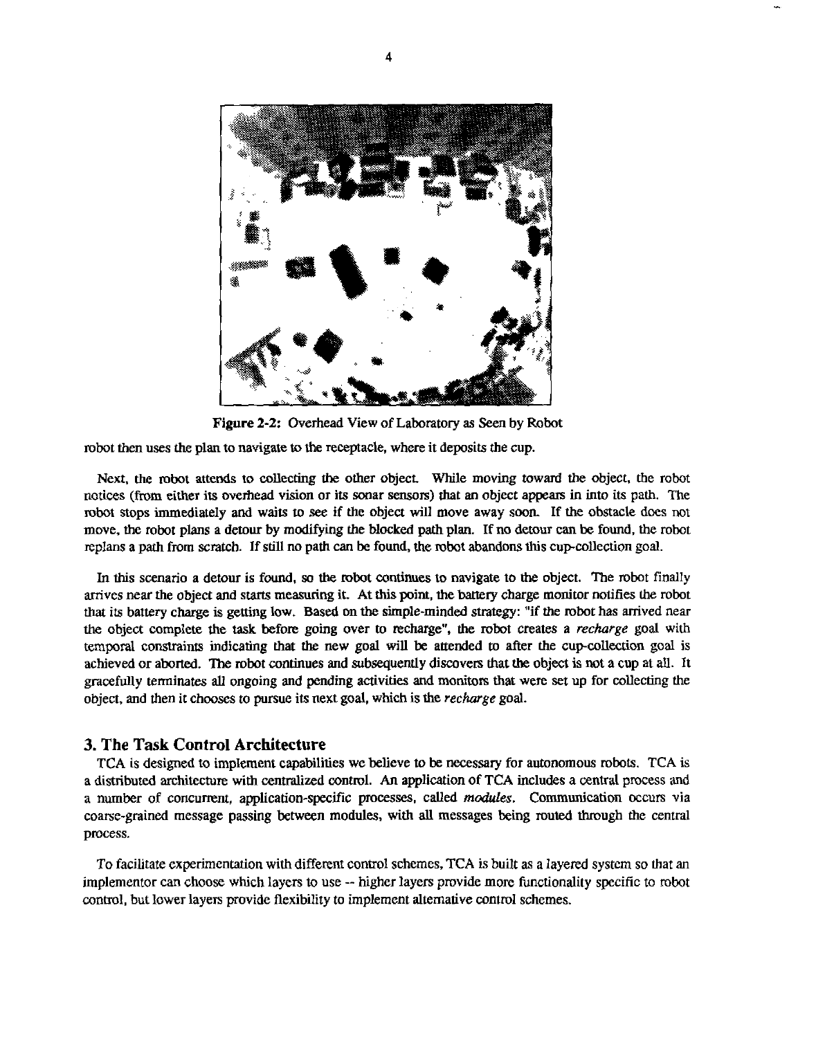Figure 2-2: Overhead View of Laboratory as Seen by Robot

robot then uses the plan to navigate to the receptacle, where it deposits the cup.

Next, the robot attends to collecting the other object. While moving toward the object, the robot notices (from either its overhead vision or its sonar sensors) that an object appears in into its path. The robot stops immediately and waits to see if the object will move away soon. If the obstacle does not move, the robot plans a detour by modifying the blocked path plan. If no detour can be found, the robot replans a path from scratch. If still no path can be found, the robot abandons this cup-collection goal.

In this scenario a detour is found, so the robot continues to navigate to the object. The robot finally arrives near the object and starts measuring it. At this point, the battery charge monitor notifies the robot that its battery charge is getting low. Based on the simple-minded strategy: "if the robot has arrived near the object complete the task before going over to recharge", the robot creates a *recharge* goal with temporal constraints indicating that the new goal will be attended to after the cup-collection goal is achieved or aborted. The robot continues and subsequently discovers that the object is not a cup at all. It gracefully terminates all ongoing and pending activities and monitors that were set up for collecting the object, and then it chooses to pursue its next goal, which is the *recharge* goal.

## 3. The Task Control Architecture

TCA is designed to implement capabilities we believe to be necessary for autonomous robots. TCA is a distributed architecture with centralized control. An application of TCA includes a central process and a number of concurrent, application-specific processes, called *modules*. Communication occurs via coarse-grained message passing between modules, with all messages being routed through the central process.

To facilitate experimentation with different control schemes, TCA is built as a layered system so that an implementor can choose which layers to use -- higher layers provide more functionality specific to robot control, but lower layers provide flexibility to implement alternative control schemes.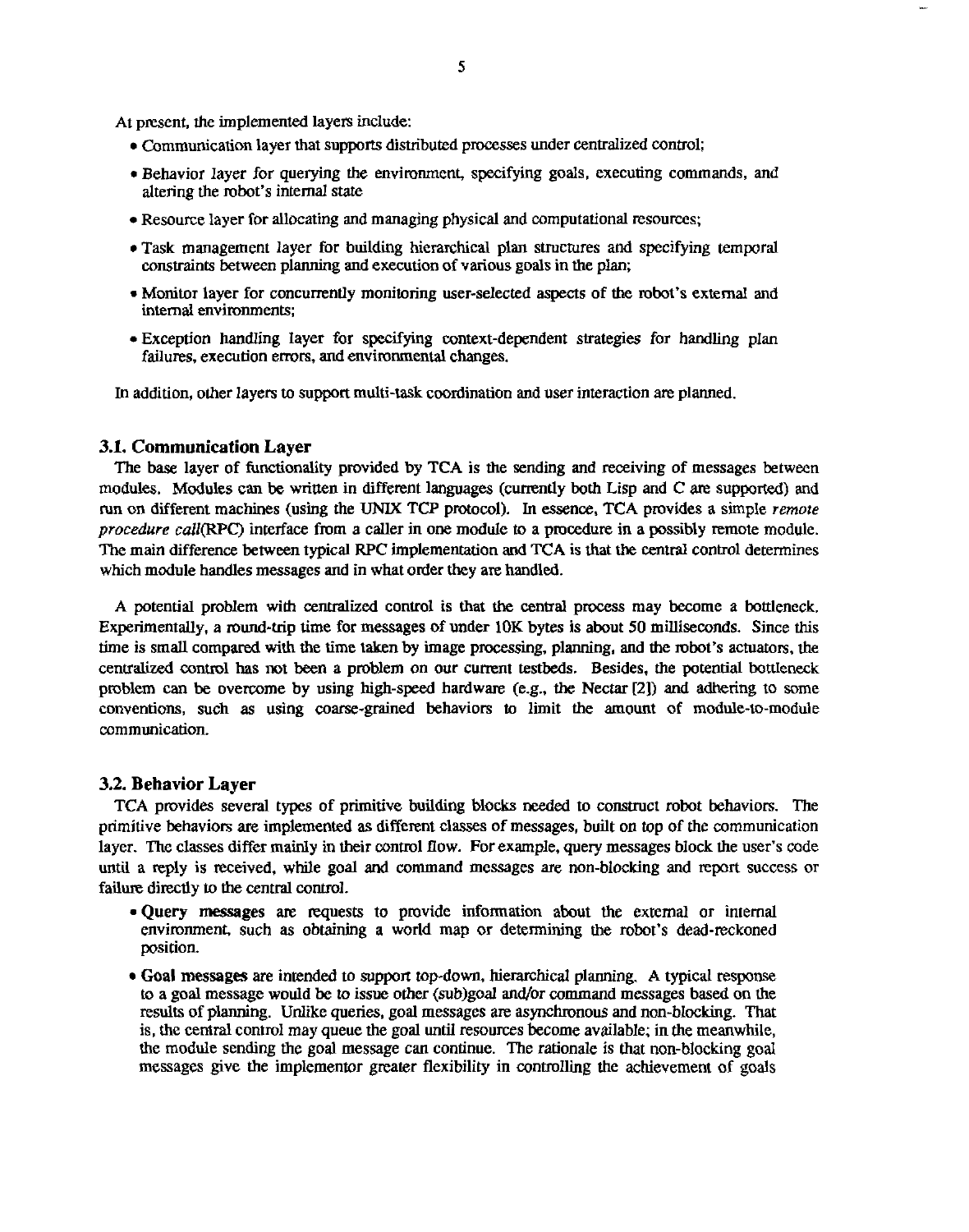At present, the implemented layers include:

- Communication layer that supports distributed processes under centralized control;
- Behavior layer for querying the environment, specifying goals, executing commands, and altering the robot's internal state
- Resource layer for allocating and managing physical and computational resources;
- Task management layer for building hierarchical plan structures and specifying temporal constraints between planning and execution of various goals in the plan;
- Monitor layer for concurrently monitoring user-selected aspects of the robot's external and internal environments;
- Exception handling layer for specifying context-dependent strategies for handling plan failures, execution errors, and environmental changes.

In addition, other layers to support multi-task coordination and user interaction are planned.

### 3.1. Communication Layer

The base layer of functionality provided by TCA is the sending and receiving of messages between modules. Modules can be written in different languages (currently both Lisp and C are supported) and run on different machines (using the UNIX TCP protocol). In essence, TCA provides a simple *remote procedure call*(RPC) interface from a caller in one module to a procedure in a possibly remote module. The main difference between typical RPC implementation and TCA is that the central control determines which module handles messages and in what order they are handled.

A potential problem with centralized control is that the central process may become a bottleneck. Experimentally, a round-trip time for messages of under 10K bytes is about 50 milliseconds. Since this time is small compared with the time taken by image processing, planning, and the robot's actuators, the centralized control has not been a problem on our current testbeds. Besides, the potential bottleneck problem can be overcome by using high-speed hardware (e.g., the Nectar [2]) and adhering to some conventions, such as using coarse-grained behaviors to limit the amount of module-to-module communication.

### 3.2. Behavior Layer

TCA provides several types of primitive building blocks needed to construct robot behaviors. The primitive behaviors are implemented as different classes of messages, built on top of the communication layer. The classes differ mainly in their control flow. For example, query messages block the user's code until a reply is received, while goal and command messages are non-blocking and report success or failure directly to the central control.

- **Query messages** are requests to provide information about the external or internal environment, such as obtaining a world map or determining the robot's dead-reckoned position.
- **Goal messages** are intended to support top-down, hierarchical planning. A typical response to a goal message would be to issue other (sub)goal and/or command messages based on the results of planning. Unlike queries, goal messages are asynchronous and non-blocking. That is, the central control may queue the goal until resources become available; in the meanwhile, the module sending the goal message can continue. The rationale is that non-blocking goal messages give the implementor greater flexibility in controlling the achievement of goals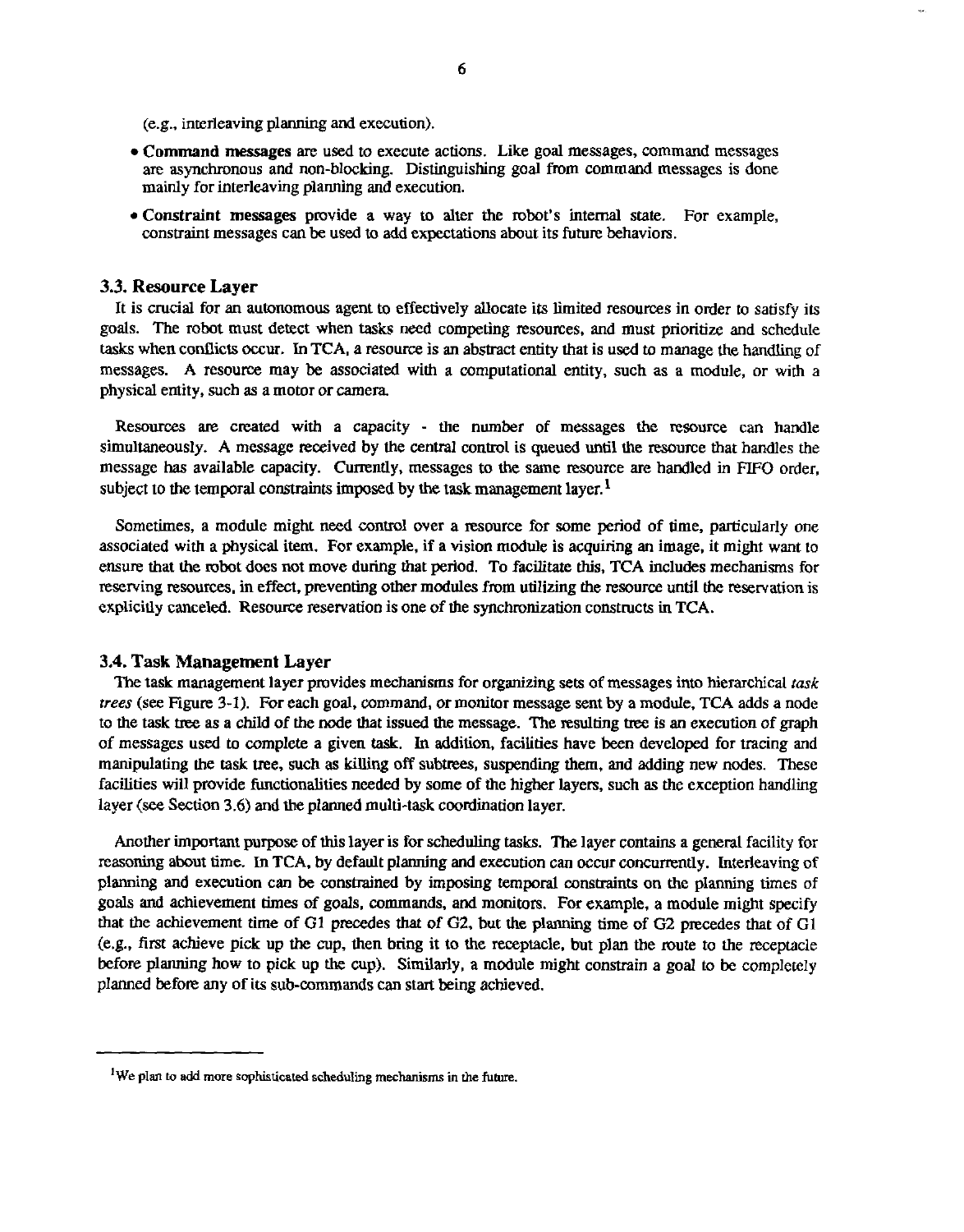(e.g., interleaving planning and execution).

- **Command messages** are used to execute actions. Like goal messages, command messages are asynchronous and non-blocking. Distinguishing goal from command messages is done mainly for interleaving planning and execution.
- **Constraint messages** provide a way to alter the robot's internal state. For example, constraint messages can be used to add expectations about its future behaviors.

### 3.3. Resource Layer

It is crucial for an autonomous agent to effectively allocate its limited resources in order to satisfy its goals. The robot must detect when tasks need competing resources, and must prioritize and schedule tasks when conflicts occur. In TCA, a resource is an abstract entity that is used to manage the handling of messages. A resource may be associated with a computational entity, such as a module, or with a physical entity, such as a motor or camera.

Resources are created with a capacity - the number of messages the resource can handle simultaneously. A message received by the central control is queued until the resource that handles the message has available capacity. Currently, messages to the same resource are handled in FIFO order, subject to the temporal constraints imposed by the task management layer.[1]

Sometimes, a module might need control over a resource for some period of time, particularly one associated with a physical item. For example, if a vision module is acquiring an image, it might want to ensure that the robot does not move during that period. To facilitate this, TCA includes mechanisms for reserving resources, in effect, preventing other modules from utilizing the resource until the reservation is explicitly canceled. Resource reservation is one of the synchronization constructs in TCA.

### 3.4. Task Management Layer

The task management layer provides mechanisms for organizing sets of messages into hierarchical *task trees* (see Figure 3-1). For each goal, command, or monitor message sent by a module, TCA adds a node to the task tree as a child of the node that issued the message. The resulting tree is an execution of graph of messages used to complete a given task. In addition, facilities have been developed for tracing and manipulating the task tree, such as killing off subtrees, suspending them, and adding new nodes. These facilities will provide functionalities needed by some of the higher layers, such as the exception handling layer (see Section 3.6) and the planned multi-task coordination layer.

Another important purpose of this layer is for scheduling tasks. The layer contains a general facility for reasoning about time. In TCA, by default planning and execution can occur concurrently. Interleaving of planning and execution can be constrained by imposing temporal constraints on the planning times of goals and achievement times of goals, commands, and monitors. For example, a module might specify that the achievement time of G1 precedes that of G2, but the planning time of G2 precedes that of G1 (e.g., first achieve pick up the cup, then bring it to the receptacle, but plan the route to the receptacle before planning how to pick up the cup). Similarly, a module might constrain a goal to be completely planned before any of its sub-commands can start being achieved.

---

[1] We plan to add more sophisticated scheduling mechanisms in the future.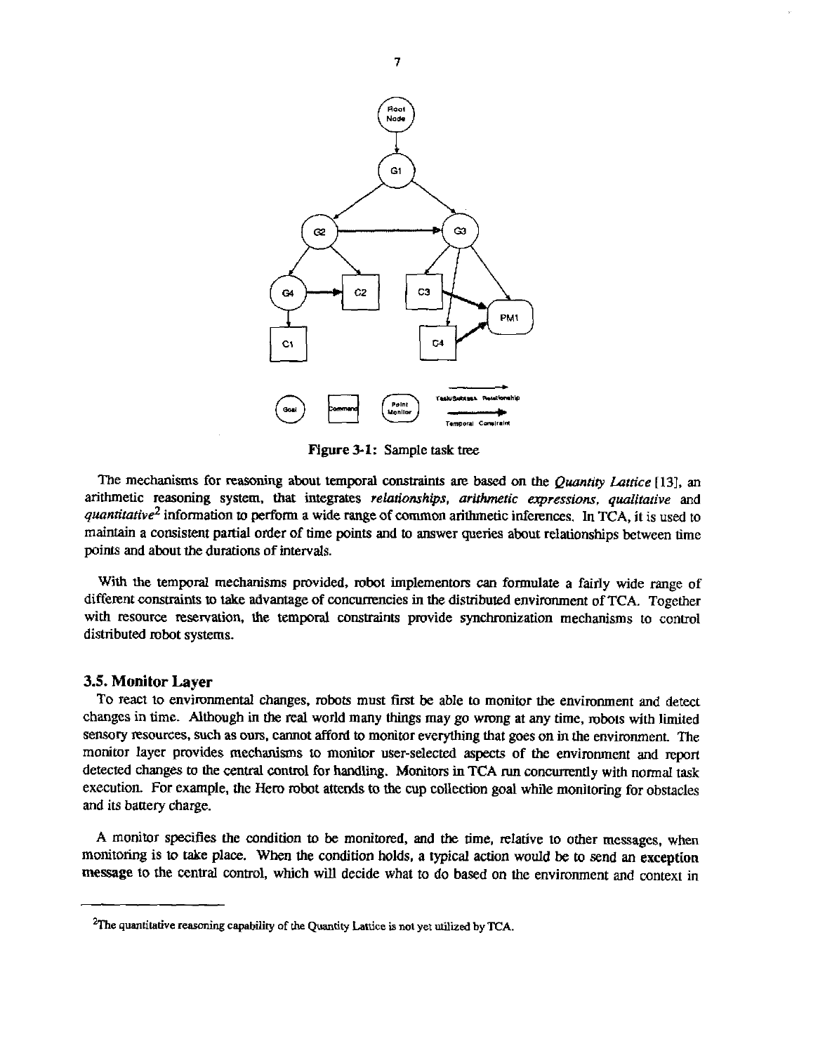Figure 3-1: Sample task tree

The mechanisms for reasoning about temporal constraints are based on the *Quantity Lattice* [13], an arithmetic reasoning system, that integrates *relationships, arithmetic expressions, qualitative* and *quantitative*[2] information to perform a wide range of common arithmetic inferences. In TCA, it is used to maintain a consistent partial order of time points and to answer queries about relationships between time points and about the durations of intervals.

With the temporal mechanisms provided, robot implementors can formulate a fairly wide range of different constraints to take advantage of concurrencies in the distributed environment of TCA. Together with resource reservation, the temporal constraints provide synchronization mechanisms to control distributed robot systems.

### 3.5. Monitor Layer

To react to environmental changes, robots must first be able to monitor the environment and detect changes in time. Although in the real world many things may go wrong at any time, robots with limited sensory resources, such as ours, cannot afford to monitor everything that goes on in the environment. The monitor layer provides mechanisms to monitor user-selected aspects of the environment and report detected changes to the central control for handling. Monitors in TCA run concurrently with normal task execution. For example, the Hero robot attends to the cup collection goal while monitoring for obstacles and its battery charge.

A monitor specifies the condition to be monitored, and the time, relative to other messages, when monitoring is to take place. When the condition holds, a typical action would be to send an exception message to the central control, which will decide what to do based on the environment and context in

---

[2]The quantitative reasoning capability of the Quantity Lattice is not yet utilized by TCA.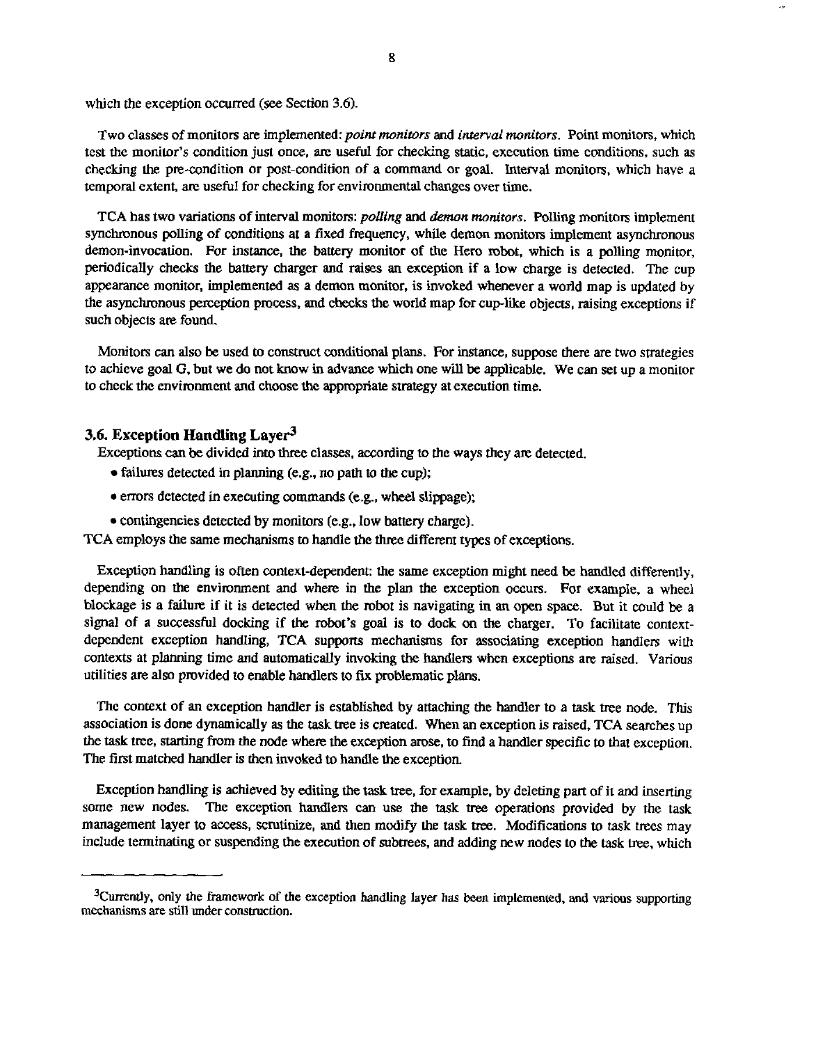which the exception occurred (see Section 3.6).

Two classes of monitors are implemented: *point monitors* and *interval monitors*. Point monitors, which test the monitor's condition just once, are useful for checking static, execution time conditions, such as checking the pre-condition or post-condition of a command or goal. Interval monitors, which have a temporal extent, are useful for checking for environmental changes over time.

TCA has two variations of interval monitors: *polling* and *demon monitors*. Polling monitors implement synchronous polling of conditions at a fixed frequency, while demon monitors implement asynchronous demon-invocation. For instance, the battery monitor of the Hero robot, which is a polling monitor, periodically checks the battery charger and raises an exception if a low charge is detected. The cup appearance monitor, implemented as a demon monitor, is invoked whenever a world map is updated by the asynchronous perception process, and checks the world map for cup-like objects, raising exceptions if such objects are found.

Monitors can also be used to construct conditional plans. For instance, suppose there are two strategies to achieve goal G, but we do not know in advance which one will be applicable. We can set up a monitor to check the environment and choose the appropriate strategy at execution time.

### 3.6. Exception Handling Layer[3]

Exceptions can be divided into three classes, according to the ways they are detected.

- failures detected in planning (e.g., no path to the cup);
- errors detected in executing commands (e.g., wheel slippage);
- contingencies detected by monitors (e.g., low battery charge).

TCA employs the same mechanisms to handle the three different types of exceptions.

Exception handling is often context-dependent: the same exception might need be handled differently, depending on the environment and where in the plan the exception occurs. For example, a wheel blockage is a failure if it is detected when the robot is navigating in an open space. But it could be a signal of a successful docking if the robot's goal is to dock on the charger. To facilitate context-dependent exception handling, TCA supports mechanisms for associating exception handlers with contexts at planning time and automatically invoking the handlers when exceptions are raised. Various utilities are also provided to enable handlers to fix problematic plans.

The context of an exception handler is established by attaching the handler to a task tree node. This association is done dynamically as the task tree is created. When an exception is raised, TCA searches up the task tree, starting from the node where the exception arose, to find a handler specific to that exception. The first matched handler is then invoked to handle the exception.

Exception handling is achieved by editing the task tree, for example, by deleting part of it and inserting some new nodes. The exception handlers can use the task tree operations provided by the task management layer to access, scrutinize, and then modify the task tree. Modifications to task trees may include terminating or suspending the execution of subtrees, and adding new nodes to the task tree, which

[3]Currently, only the framework of the exception handling layer has been implemented, and various supporting mechanisms are still under construction.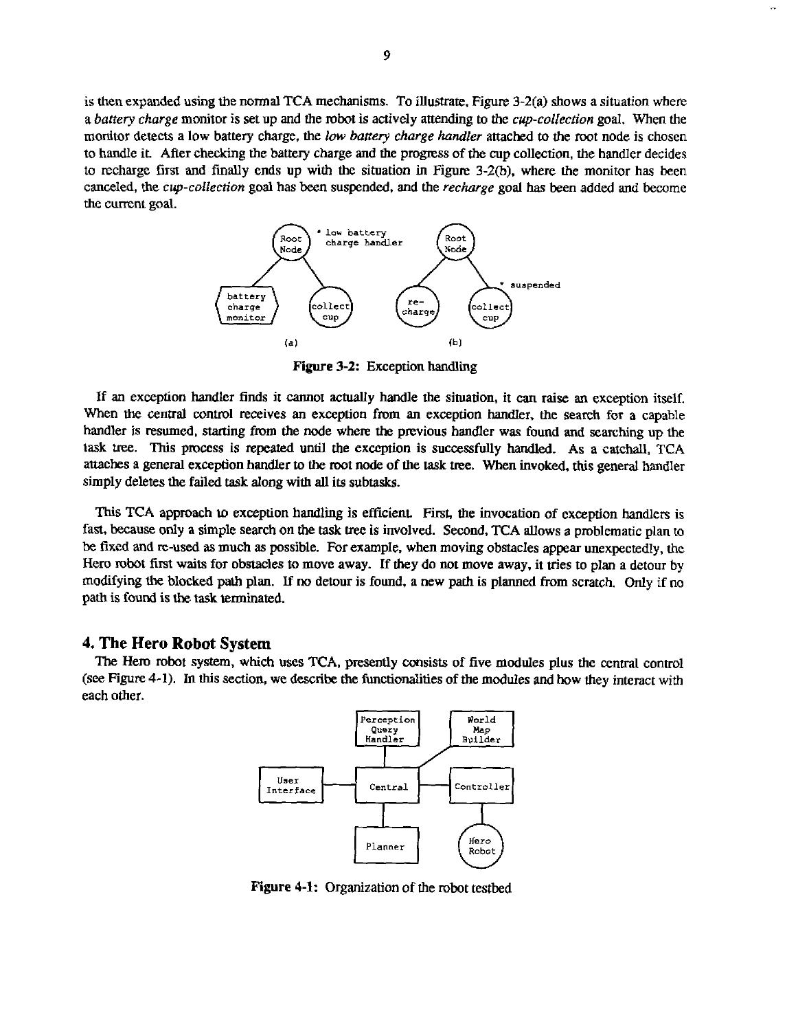is then expanded using the normal TCA mechanisms. To illustrate, Figure 3-2(a) shows a situation where a *battery charge* monitor is set up and the robot is actively attending to the *cup-collection* goal. When the monitor detects a low battery charge, the *low battery charge handler* attached to the root node is chosen to handle it. After checking the battery charge and the progress of the cup collection, the handler decides to recharge first and finally ends up with the situation in Figure 3-2(b), where the monitor has been canceled, the *cup-collection* goal has been suspended, and the *recharge* goal has been added and become the current goal.

**Figure 3-2:** Exception handling

If an exception handler finds it cannot actually handle the situation, it can raise an exception itself. When the central control receives an exception from an exception handler, the search for a capable handler is resumed, starting from the node where the previous handler was found and searching up the task tree. This process is repeated until the exception is successfully handled. As a catchall, TCA attaches a general exception handler to the root node of the task tree. When invoked, this general handler simply deletes the failed task along with all its subtasks.

This TCA approach to exception handling is efficient. First, the invocation of exception handlers is fast, because only a simple search on the task tree is involved. Second, TCA allows a problematic plan to be fixed and re-used as much as possible. For example, when moving obstacles appear unexpectedly, the Hero robot first waits for obstacles to move away. If they do not move away, it tries to plan a detour by modifying the blocked path plan. If no detour is found, a new path is planned from scratch. Only if no path is found is the task terminated.

## 4. The Hero Robot System

The Hero robot system, which uses TCA, presently consists of five modules plus the central control (see Figure 4-1). In this section, we describe the functionalities of the modules and how they interact with each other.

**Figure 4-1:** Organization of the robot testbed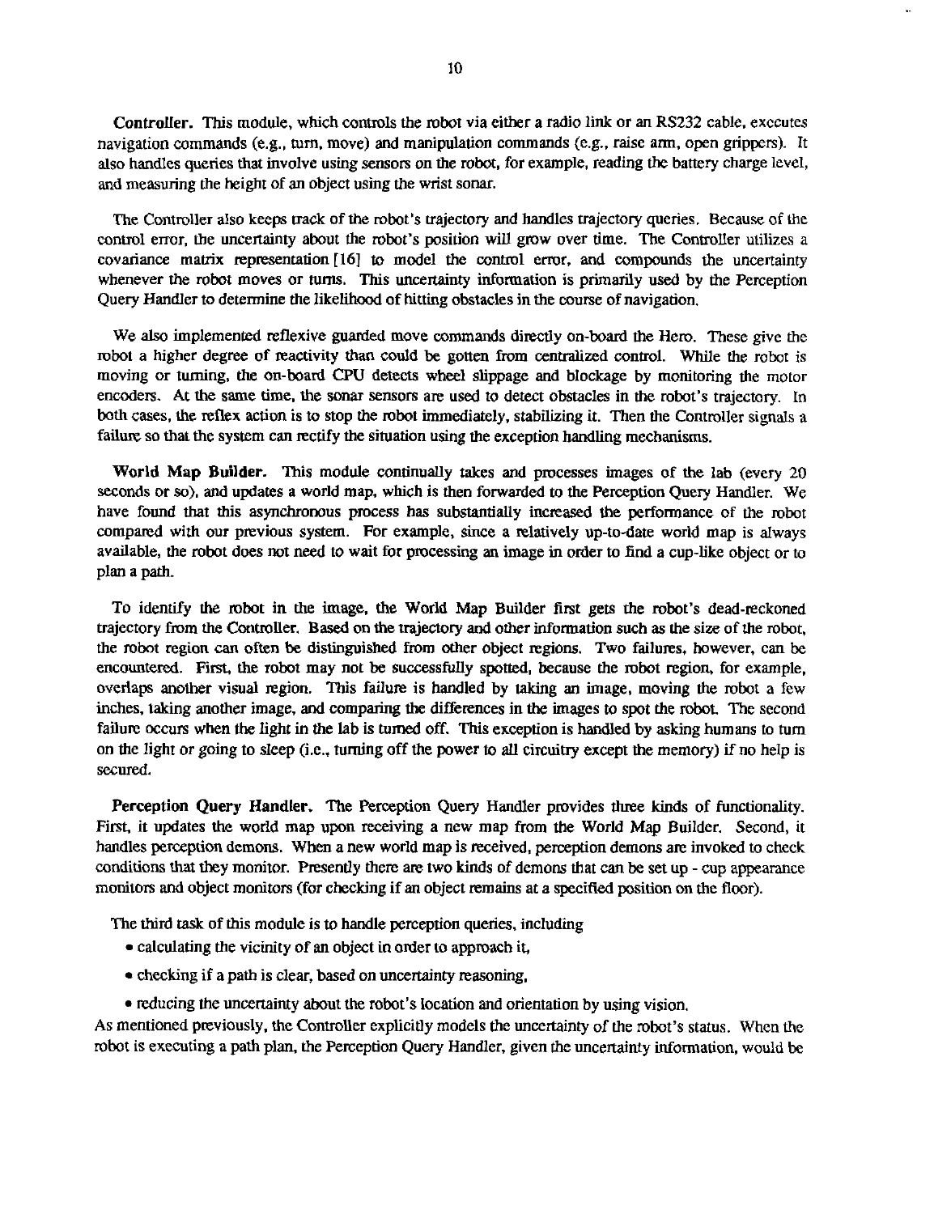**Controller.** This module, which controls the robot via either a radio link or an RS232 cable, executes navigation commands (e.g., turn, move) and manipulation commands (e.g., raise arm, open grippers). It also handles queries that involve using sensors on the robot, for example, reading the battery charge level, and measuring the height of an object using the wrist sonar.

The Controller also keeps track of the robot's trajectory and handles trajectory queries. Because of the control error, the uncertainty about the robot's position will grow over time. The Controller utilizes a covariance matrix representation [16] to model the control error, and compounds the uncertainty whenever the robot moves or turns. This uncertainty information is primarily used by the Perception Query Handler to determine the likelihood of hitting obstacles in the course of navigation.

We also implemented reflexive guarded move commands directly on-board the Hero. These give the robot a higher degree of reactivity than could be gotten from centralized control. While the robot is moving or turning, the on-board CPU detects wheel slippage and blockage by monitoring the motor encoders. At the same time, the sonar sensors are used to detect obstacles in the robot's trajectory. In both cases, the reflex action is to stop the robot immediately, stabilizing it. Then the Controller signals a failure so that the system can rectify the situation using the exception handling mechanisms.

**World Map Builder.** This module continually takes and processes images of the lab (every 20 seconds or so), and updates a world map, which is then forwarded to the Perception Query Handler. We have found that this asynchronous process has substantially increased the performance of the robot compared with our previous system. For example, since a relatively up-to-date world map is always available, the robot does not need to wait for processing an image in order to find a cup-like object or to plan a path.

To identify the robot in the image, the World Map Builder first gets the robot's dead-reckoned trajectory from the Controller. Based on the trajectory and other information such as the size of the robot, the robot region can often be distinguished from other object regions. Two failures, however, can be encountered. First, the robot may not be successfully spotted, because the robot region, for example, overlaps another visual region. This failure is handled by taking an image, moving the robot a few inches, taking another image, and comparing the differences in the images to spot the robot. The second failure occurs when the light in the lab is turned off. This exception is handled by asking humans to turn on the light or going to sleep (i.e., turning off the power to all circuitry except the memory) if no help is secured.

**Perception Query Handler.** The Perception Query Handler provides three kinds of functionality. First, it updates the world map upon receiving a new map from the World Map Builder. Second, it handles perception demons. When a new world map is received, perception demons are invoked to check conditions that they monitor. Presently there are two kinds of demons that can be set up - cup appearance monitors and object monitors (for checking if an object remains at a specified position on the floor).

The third task of this module is to handle perception queries, including

- calculating the vicinity of an object in order to approach it,
- checking if a path is clear, based on uncertainty reasoning,
- reducing the uncertainty about the robot's location and orientation by using vision.

As mentioned previously, the Controller explicitly models the uncertainty of the robot's status. When the robot is executing a path plan, the Perception Query Handler, given the uncertainty information, would be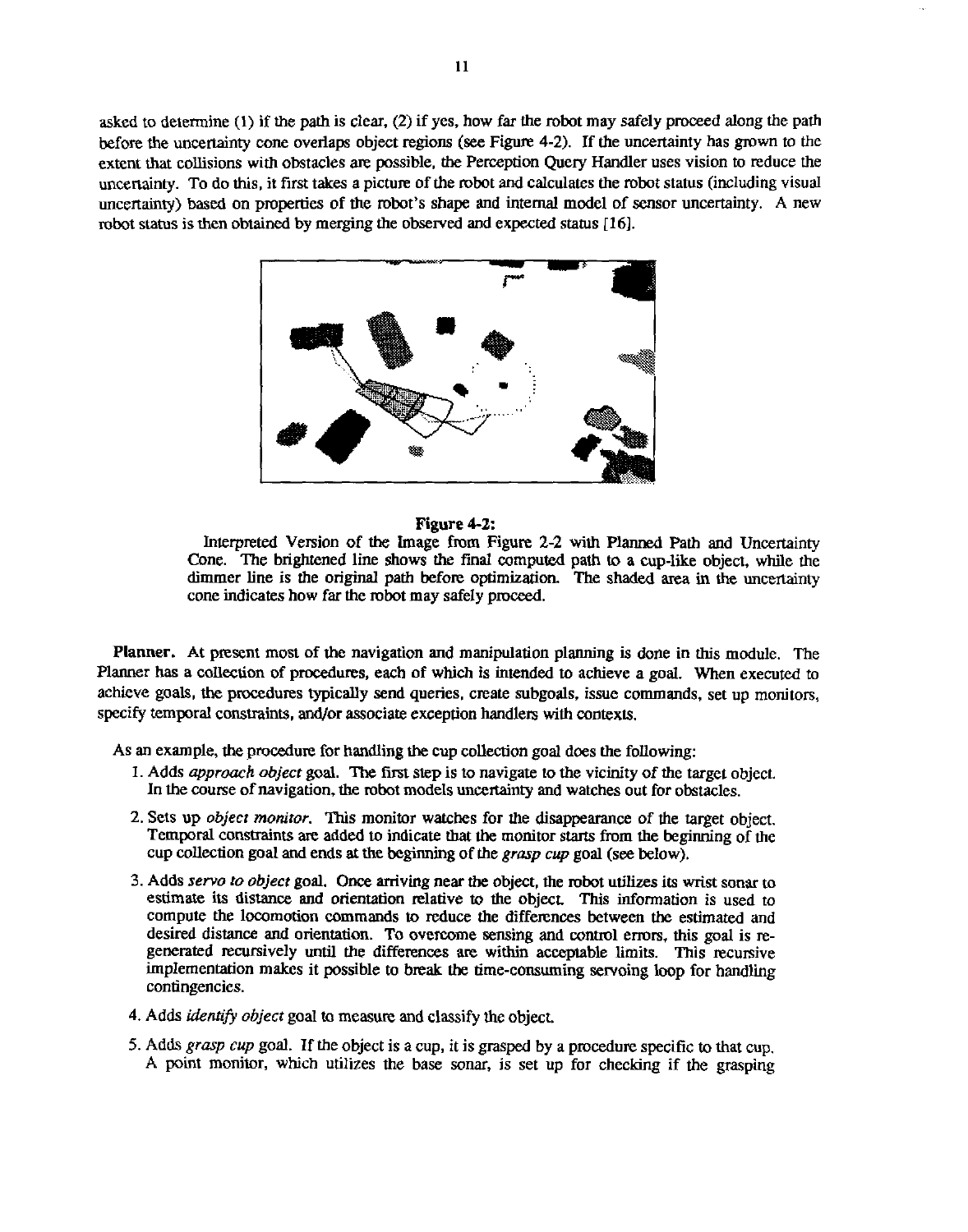asked to determine (1) if the path is clear, (2) if yes, how far the robot may safely proceed along the path before the uncertainty cone overlaps object regions (see Figure 4-2). If the uncertainty has grown to the extent that collisions with obstacles are possible, the Perception Query Handler uses vision to reduce the uncertainty. To do this, it first takes a picture of the robot and calculates the robot status (including visual uncertainty) based on properties of the robot's shape and internal model of sensor uncertainty. A new robot status is then obtained by merging the observed and expected status [16].

**Figure 4-2:**
Interpreted Version of the Image from Figure 2-2 with Planned Path and Uncertainty Cone. The brightened line shows the final computed path to a cup-like object, while the dimmer line is the original path before optimization. The shaded area in the uncertainty cone indicates how far the robot may safely proceed.

**Planner.** At present most of the navigation and manipulation planning is done in this module. The Planner has a collection of procedures, each of which is intended to achieve a goal. When executed to achieve goals, the procedures typically send queries, create subgoals, issue commands, set up monitors, specify temporal constraints, and/or associate exception handlers with contexts.

As an example, the procedure for handling the cup collection goal does the following:

1. Adds *approach object* goal. The first step is to navigate to the vicinity of the target object. In the course of navigation, the robot models uncertainty and watches out for obstacles.
2. Sets up *object monitor*. This monitor watches for the disappearance of the target object. Temporal constraints are added to indicate that the monitor starts from the beginning of the cup collection goal and ends at the beginning of the *grasp cup* goal (see below).
3. Adds *servo to object* goal. Once arriving near the object, the robot utilizes its wrist sonar to estimate its distance and orientation relative to the object. This information is used to compute the locomotion commands to reduce the differences between the estimated and desired distance and orientation. To overcome sensing and control errors, this goal is re-generated recursively until the differences are within acceptable limits. This recursive implementation makes it possible to break the time-consuming servoing loop for handling contingencies.
4. Adds *identify object* goal to measure and classify the object.
5. Adds *grasp cup* goal. If the object is a cup, it is grasped by a procedure specific to that cup. A point monitor, which utilizes the base sonar, is set up for checking if the grasping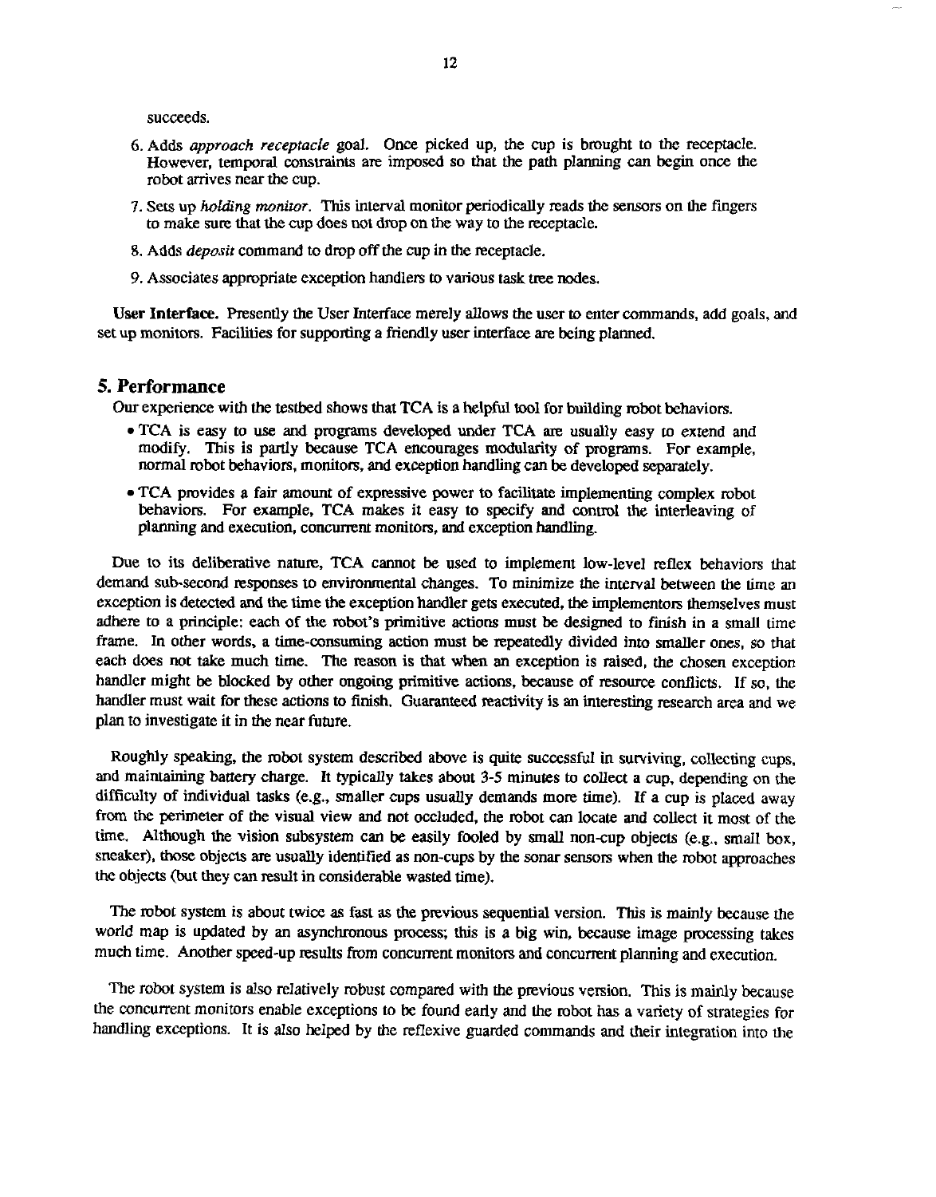succeeds.

6. Adds *approach receptacle* goal. Once picked up, the cup is brought to the receptacle. However, temporal constraints are imposed so that the path planning can begin once the robot arrives near the cup.

7. Sets up *holding monitor*. This interval monitor periodically reads the sensors on the fingers to make sure that the cup does not drop on the way to the receptacle.

8. Adds *deposit* command to drop off the cup in the receptacle.

9. Associates appropriate exception handlers to various task tree nodes.

**User Interface.** Presently the User Interface merely allows the user to enter commands, add goals, and set up monitors. Facilities for supporting a friendly user interface are being planned.

## 5. Performance

Our experience with the testbed shows that TCA is a helpful tool for building robot behaviors.

- TCA is easy to use and programs developed under TCA are usually easy to extend and modify. This is partly because TCA encourages modularity of programs. For example, normal robot behaviors, monitors, and exception handling can be developed separately.
- TCA provides a fair amount of expressive power to facilitate implementing complex robot behaviors. For example, TCA makes it easy to specify and control the interleaving of planning and execution, concurrent monitors, and exception handling.

Due to its deliberative nature, TCA cannot be used to implement low-level reflex behaviors that demand sub-second responses to environmental changes. To minimize the interval between the time an exception is detected and the time the exception handler gets executed, the implementors themselves must adhere to a principle: each of the robot's primitive actions must be designed to finish in a small time frame. In other words, a time-consuming action must be repeatedly divided into smaller ones, so that each does not take much time. The reason is that when an exception is raised, the chosen exception handler might be blocked by other ongoing primitive actions, because of resource conflicts. If so, the handler must wait for these actions to finish. Guaranteed reactivity is an interesting research area and we plan to investigate it in the near future.

Roughly speaking, the robot system described above is quite successful in surviving, collecting cups, and maintaining battery charge. It typically takes about 3-5 minutes to collect a cup, depending on the difficulty of individual tasks (e.g., smaller cups usually demands more time). If a cup is placed away from the perimeter of the visual view and not occluded, the robot can locate and collect it most of the time. Although the vision subsystem can be easily fooled by small non-cup objects (e.g., small box, sneaker), those objects are usually identified as non-cups by the sonar sensors when the robot approaches the objects (but they can result in considerable wasted time).

The robot system is about twice as fast as the previous sequential version. This is mainly because the world map is updated by an asynchronous process; this is a big win, because image processing takes much time. Another speed-up results from concurrent monitors and concurrent planning and execution.

The robot system is also relatively robust compared with the previous version. This is mainly because the concurrent monitors enable exceptions to be found early and the robot has a variety of strategies for handling exceptions. It is also helped by the reflexive guarded commands and their integration into the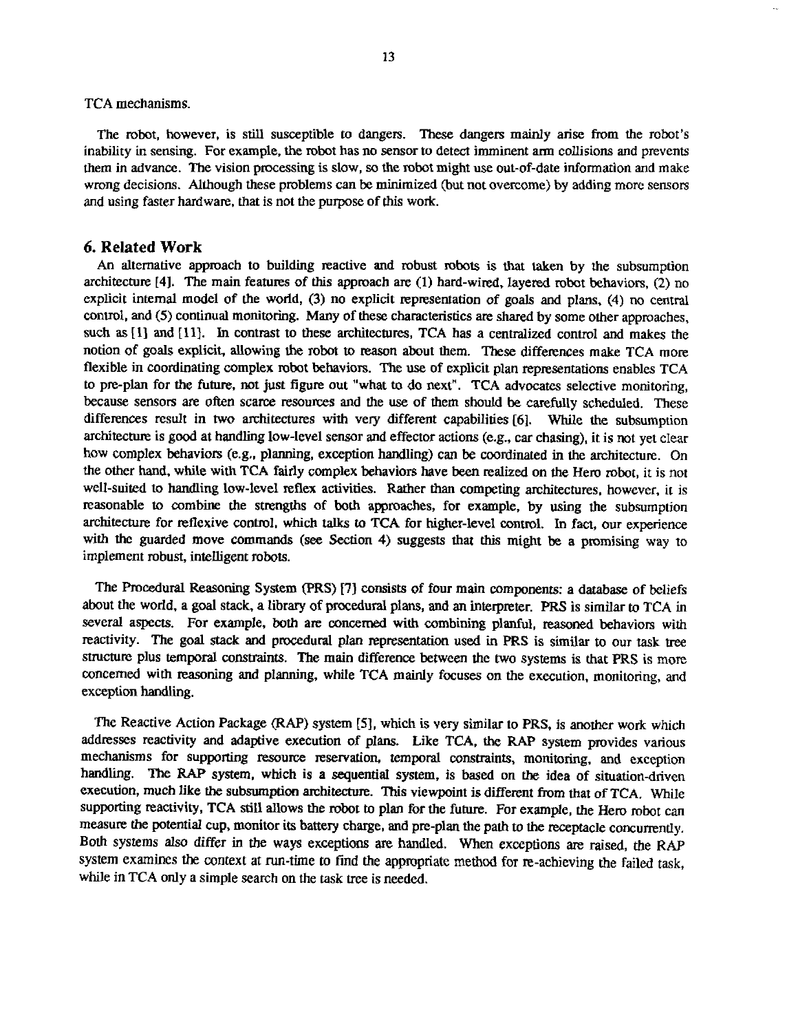TCA mechanisms.

The robot, however, is still susceptible to dangers. These dangers mainly arise from the robot's inability in sensing. For example, the robot has no sensor to detect imminent arm collisions and prevents them in advance. The vision processing is slow, so the robot might use out-of-date information and make wrong decisions. Although these problems can be minimized (but not overcome) by adding more sensors and using faster hardware, that is not the purpose of this work.

## 6. Related Work

An alternative approach to building reactive and robust robots is that taken by the subsumption architecture [4]. The main features of this approach are (1) hard-wired, layered robot behaviors, (2) no explicit internal model of the world, (3) no explicit representation of goals and plans, (4) no central control, and (5) continual monitoring. Many of these characteristics are shared by some other approaches, such as [1] and [11]. In contrast to these architectures, TCA has a centralized control and makes the notion of goals explicit, allowing the robot to reason about them. These differences make TCA more flexible in coordinating complex robot behaviors. The use of explicit plan representations enables TCA to pre-plan for the future, not just figure out "what to do next". TCA advocates selective monitoring, because sensors are often scarce resources and the use of them should be carefully scheduled. These differences result in two architectures with very different capabilities [6]. While the subsumption architecture is good at handling low-level sensor and effector actions (e.g., car chasing), it is not yet clear how complex behaviors (e.g., planning, exception handling) can be coordinated in the architecture. On the other hand, while with TCA fairly complex behaviors have been realized on the Hero robot, it is not well-suited to handling low-level reflex activities. Rather than competing architectures, however, it is reasonable to combine the strengths of both approaches, for example, by using the subsumption architecture for reflexive control, which talks to TCA for higher-level control. In fact, our experience with the guarded move commands (see Section 4) suggests that this might be a promising way to implement robust, intelligent robots.

The Procedural Reasoning System (PRS) [7] consists of four main components: a database of beliefs about the world, a goal stack, a library of procedural plans, and an interpreter. PRS is similar to TCA in several aspects. For example, both are concerned with combining planful, reasoned behaviors with reactivity. The goal stack and procedural plan representation used in PRS is similar to our task tree structure plus temporal constraints. The main difference between the two systems is that PRS is more concerned with reasoning and planning, while TCA mainly focuses on the execution, monitoring, and exception handling.

The Reactive Action Package (RAP) system [5], which is very similar to PRS, is another work which addresses reactivity and adaptive execution of plans. Like TCA, the RAP system provides various mechanisms for supporting resource reservation, temporal constraints, monitoring, and exception handling. The RAP system, which is a sequential system, is based on the idea of situation-driven execution, much like the subsumption architecture. This viewpoint is different from that of TCA. While supporting reactivity, TCA still allows the robot to plan for the future. For example, the Hero robot can measure the potential cup, monitor its battery charge, and pre-plan the path to the receptacle concurrently. Both systems also differ in the ways exceptions are handled. When exceptions are raised, the RAP system examines the context at run-time to find the appropriate method for re-achieving the failed task, while in TCA only a simple search on the task tree is needed.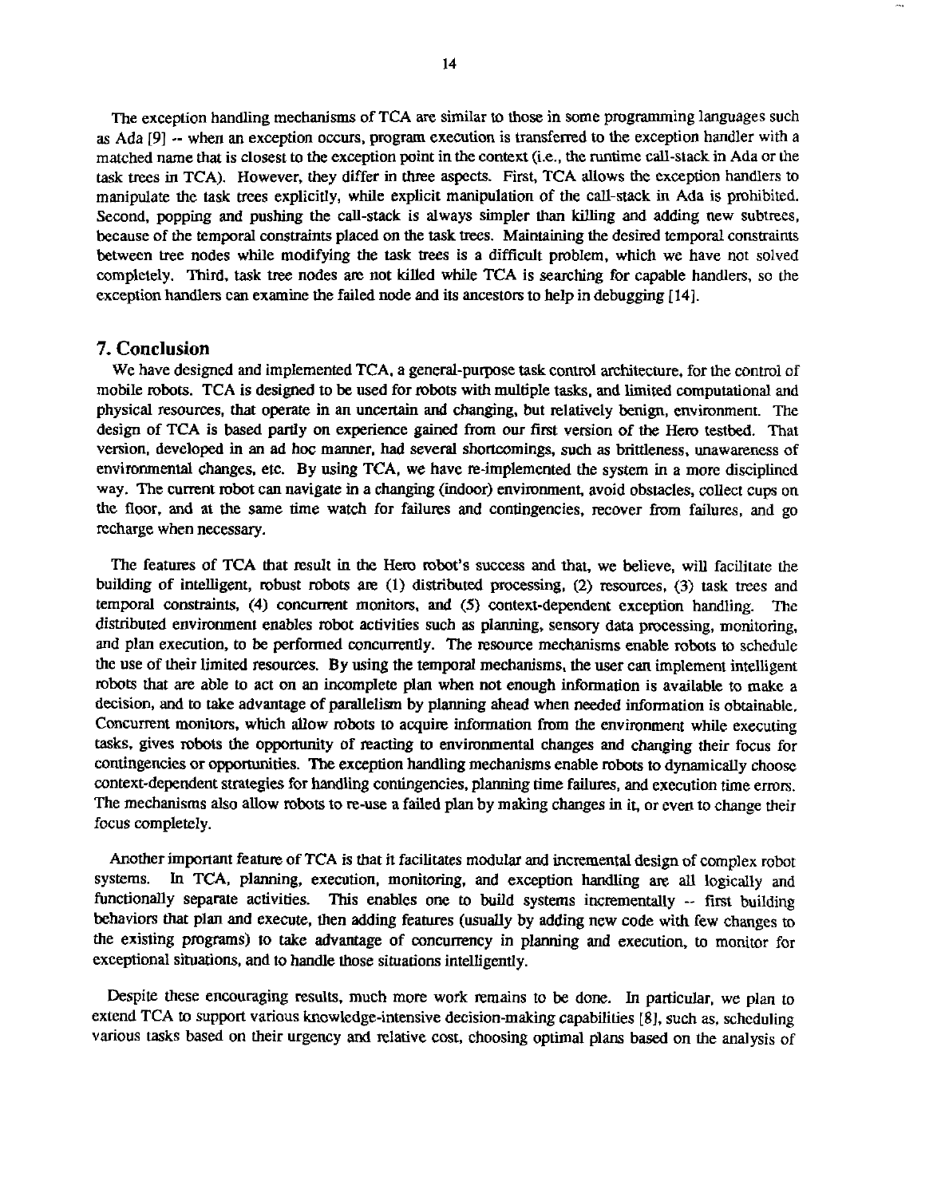The exception handling mechanisms of TCA are similar to those in some programming languages such as Ada [9] -- when an exception occurs, program execution is transferred to the exception handler with a matched name that is closest to the exception point in the context (i.e., the runtime call-stack in Ada or the task trees in TCA). However, they differ in three aspects. First, TCA allows the exception handlers to manipulate the task trees explicitly, while explicit manipulation of the call-stack in Ada is prohibited. Second, popping and pushing the call-stack is always simpler than killing and adding new subtrees, because of the temporal constraints placed on the task trees. Maintaining the desired temporal constraints between tree nodes while modifying the task trees is a difficult problem, which we have not solved completely. Third, task tree nodes are not killed while TCA is searching for capable handlers, so the exception handlers can examine the failed node and its ancestors to help in debugging [14].

## 7. Conclusion

We have designed and implemented TCA, a general-purpose task control architecture, for the control of mobile robots. TCA is designed to be used for robots with multiple tasks, and limited computational and physical resources, that operate in an uncertain and changing, but relatively benign, environment. The design of TCA is based partly on experience gained from our first version of the Hero testbed. That version, developed in an ad hoc manner, had several shortcomings, such as brittleness, unawareness of environmental changes, etc. By using TCA, we have re-implemented the system in a more disciplined way. The current robot can navigate in a changing (indoor) environment, avoid obstacles, collect cups on the floor, and at the same time watch for failures and contingencies, recover from failures, and go recharge when necessary.

The features of TCA that result in the Hero robot's success and that, we believe, will facilitate the building of intelligent, robust robots are (1) distributed processing, (2) resources, (3) task trees and temporal constraints, (4) concurrent monitors, and (5) context-dependent exception handling. The distributed environment enables robot activities such as planning, sensory data processing, monitoring, and plan execution, to be performed concurrently. The resource mechanisms enable robots to schedule the use of their limited resources. By using the temporal mechanisms, the user can implement intelligent robots that are able to act on an incomplete plan when not enough information is available to make a decision, and to take advantage of parallelism by planning ahead when needed information is obtainable. Concurrent monitors, which allow robots to acquire information from the environment while executing tasks, gives robots the opportunity of reacting to environmental changes and changing their focus for contingencies or opportunities. The exception handling mechanisms enable robots to dynamically choose context-dependent strategies for handling contingencies, planning time failures, and execution time errors. The mechanisms also allow robots to re-use a failed plan by making changes in it, or even to change their focus completely.

Another important feature of TCA is that it facilitates modular and incremental design of complex robot systems. In TCA, planning, execution, monitoring, and exception handling are all logically and functionally separate activities. This enables one to build systems incrementally -- first building behaviors that plan and execute, then adding features (usually by adding new code with few changes to the existing programs) to take advantage of concurrency in planning and execution, to monitor for exceptional situations, and to handle those situations intelligently.

Despite these encouraging results, much more work remains to be done. In particular, we plan to extend TCA to support various knowledge-intensive decision-making capabilities [8], such as, scheduling various tasks based on their urgency and relative cost, choosing optimal plans based on the analysis of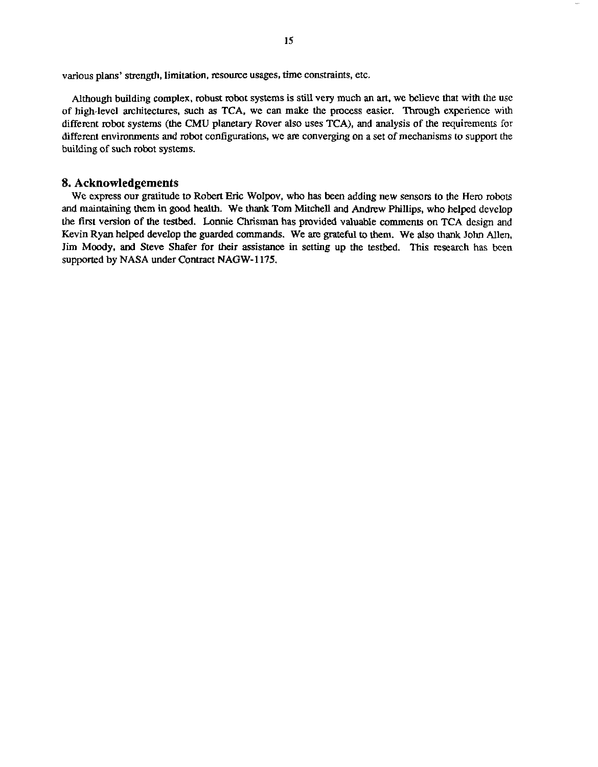various plans' strength, limitation, resource usages, time constraints, etc.

Although building complex, robust robot systems is still very much an art, we believe that with the use of high-level architectures, such as TCA, we can make the process easier. Through experience with different robot systems (the CMU planetary Rover also uses TCA), and analysis of the requirements for different environments and robot configurations, we are converging on a set of mechanisms to support the building of such robot systems.

## 8. Acknowledgements

We express our gratitude to Robert Eric Wolpov, who has been adding new sensors to the Hero robots and maintaining them in good health. We thank Tom Mitchell and Andrew Phillips, who helped develop the first version of the testbed. Lonnie Chrisman has provided valuable comments on TCA design and Kevin Ryan helped develop the guarded commands. We are grateful to them. We also thank John Allen, Jim Moody, and Steve Shafer for their assistance in setting up the testbed. This research has been supported by NASA under Contract NAGW-1175.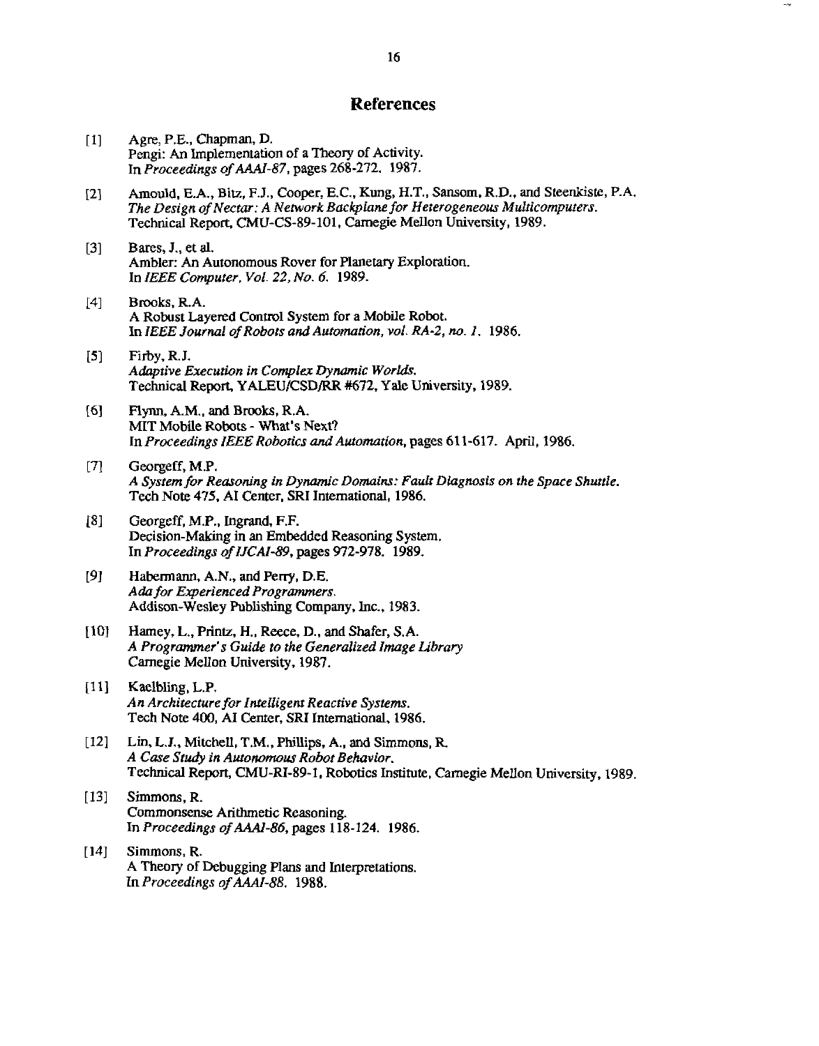## References

[1] Agre, P.E., Chapman, D.
Pengi: An Implementation of a Theory of Activity.
In *Proceedings of AAAI-87*, pages 268-272. 1987.

[2] Amould, E.A., Bitz, F.J., Cooper, E.C., Kung, H.T., Sansom, R.D., and Steenkiste, P.A.
*The Design of Nectar: A Network Backplane for Heterogeneous Multicomputers.*
Technical Report, CMU-CS-89-101, Carnegie Mellon University, 1989.

[3] Bares, J., et al.
Ambler: An Autonomous Rover for Planetary Exploration.
In *IEEE Computer, Vol. 22, No. 6.* 1989.

[4] Brooks, R.A.
A Robust Layered Control System for a Mobile Robot.
In *IEEE Journal of Robots and Automation, vol. RA-2, no. 1.* 1986.

[5] Firby, R.J.
*Adaptive Execution in Complex Dynamic Worlds.*
Technical Report, YALEU/CSD/RR #672, Yale University, 1989.

[6] Flynn, A.M., and Brooks, R.A.
MIT Mobile Robots - What's Next?
In *Proceedings IEEE Robotics and Automation*, pages 611-617. April, 1986.

[7] Georgeff, M.P.
*A System for Reasoning in Dynamic Domains: Fault Diagnosis on the Space Shuttle.*
Tech Note 475, AI Center, SRI International, 1986.

[8] Georgeff, M.P., Ingrand, F.F.
Decision-Making in an Embedded Reasoning System.
In *Proceedings of IJCAI-89*, pages 972-978. 1989.

[9] Habermann, A.N., and Perry, D.E.
*Ada for Experienced Programmers.*
Addison-Wesley Publishing Company, Inc., 1983.

[10] Hamey, L., Printz, H., Reece, D., and Shafer, S.A.
*A Programmer's Guide to the Generalized Image Library*
Carnegie Mellon University, 1987.

[11] Kaelbling, L.P.
*An Architecture for Intelligent Reactive Systems.*
Tech Note 400, AI Center, SRI International, 1986.

[12] Lin, L.J., Mitchell, T.M., Phillips, A., and Simmons, R.
*A Case Study in Autonomous Robot Behavior.*
Technical Report, CMU-RI-89-1, Robotics Institute, Carnegie Mellon University, 1989.

[13] Simmons, R.
Commonsense Arithmetic Reasoning.
In *Proceedings of AAAI-86*, pages 118-124. 1986.

[14] Simmons, R.
A Theory of Debugging Plans and Interpretations.
In *Proceedings of AAAI-88.* 1988.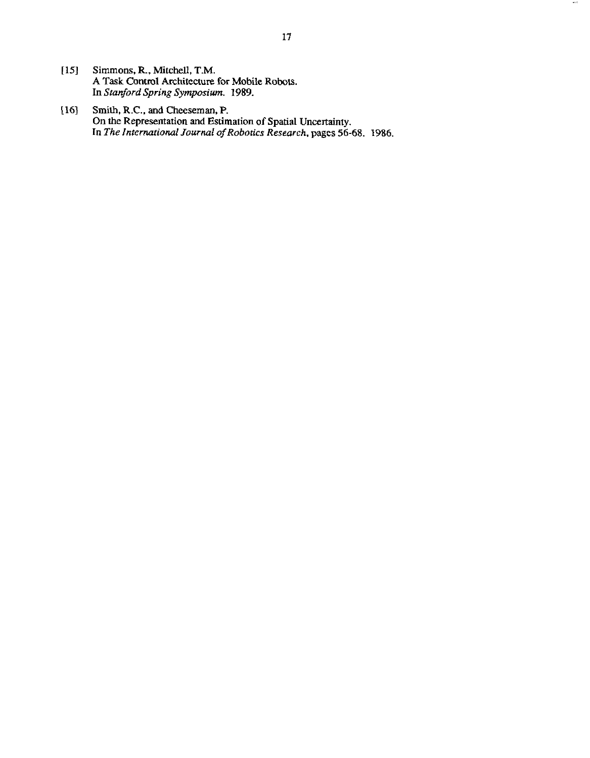[15] Simmons, R., Mitchell, T.M.
A Task Control Architecture for Mobile Robots.
In *Stanford Spring Symposium.* 1989.

[16] Smith, R.C., and Cheeseman, P.
On the Representation and Estimation of Spatial Uncertainty.
In *The International Journal of Robotics Research*, pages 56-68. 1986.